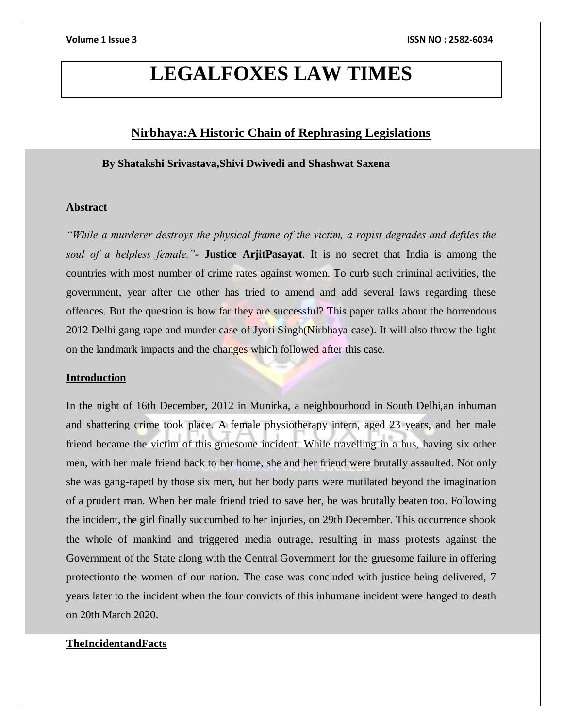# LEGALFOXES LAW TIMES

## Nirbhaya:A Historic Chain of Rephrasing Legislations

**By Shatakshi Srivastava,Shivi Dwivedi and Shashwat Saxena**

### Abstract

*"While a murderer destroys the physical frame of the victim, a rapist degrades and defiles the soul of a helpless female."* **- Justice ArjitPasayat**. It is no secret that India is among the countries with most number of crime rates against women. To curb such criminal activities, the government, year after the other has tried to amend and add several laws regarding these offences. But the question is how far they are successful? This paper talks about the horrendous 2012 Delhi gang rape and murder case of Jyoti Singh(Nirbhaya case). It will also throw the light on the landmark impacts and the changes which followed after this case.

### Introduction

In the night of 16th December, 2012 in Munirka, a neighbourhood in South Delhi,an inhuman and shattering crime took place. A female physiotherapy intern, aged 23 years, and her male friend became the victim of this gruesome incident. While travelling in a bus, having six other men, with her male friend back to her home, she and her friend were brutally assaulted. Not only she was gang-raped by those six men, but her body parts were mutilated beyond the imagination of a prudent man. When her male friend tried to save her, he was brutally beaten too. Following the incident, the girl finally succumbed to her injuries, on 29th December. This occurrence shook the whole of mankind and triggered media outrage, resulting in mass protests against the Government of the State along with the Central Government for the gruesome failure in offering protectionto the women of our nation. The case was concluded with justice being delivered, 7 years later to the incident when the four convicts of this inhumane incident were hanged to death on 20th March 2020.

### TheIncidentandFacts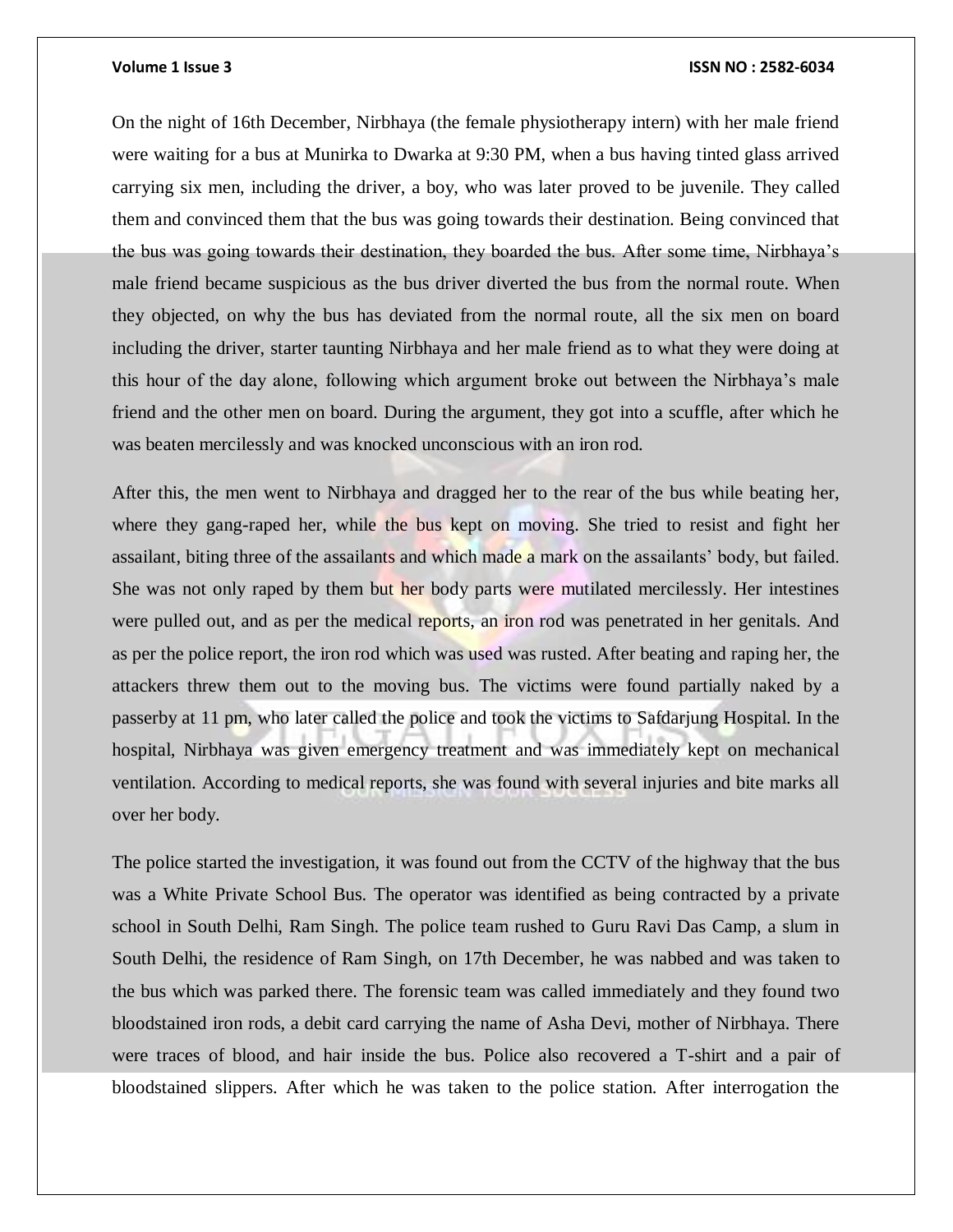On the night of 16th December, Nirbhaya (the female physiotherapy intern) with her male friend were waiting for a bus at Munirka to Dwarka at 9:30 PM, when a bus having tinted glass arrived carrying six men, including the driver, a boy, who was later proved to be juvenile. They called them and convinced them that the bus was going towards their destination. Being convinced that the bus was going towards their destination, they boarded the bus. After some time, Nirbhaya's male friend became suspicious as the bus driver diverted the bus from the normal route. When they objected, on why the bus has deviated from the normal route, all the six men on board including the driver, starter taunting Nirbhaya and her male friend as to what they were doing at this hour of the day alone, following which argument broke out between the Nirbhaya's male friend and the other men on board. During the argument, they got into a scuffle, after which he was beaten mercilessly and was knocked unconscious with an iron rod.

After this, the men went to Nirbhaya and dragged her to the rear of the bus while beating her, where they gang-raped her, while the bus kept on moving. She tried to resist and fight her assailant, biting three of the assailants and which made a mark on the assailants' body, but failed. She was not only raped by them but her body parts were mutilated mercilessly. Her intestines were pulled out, and as per the medical reports, an iron rod was penetrated in her genitals. And as per the police report, the iron rod which was used was rusted. After beating and raping her, the attackers threw them out to the moving bus. The victims were found partially naked by a passerby at 11 pm, who later called the police and took the victims to Safdarjung Hospital. In the hospital, Nirbhaya was given emergency treatment and was immediately kept on mechanical ventilation. According to medical reports, she was found with several injuries and bite marks all over her body.

The police started the investigation, it was found out from the CCTV of the highway that the bus was a White Private School Bus. The operator was identified as being contracted by a private school in South Delhi, Ram Singh. The police team rushed to Guru Ravi Das Camp, a slum in South Delhi, the residence of Ram Singh, on 17th December, he was nabbed and was taken to the bus which was parked there. The forensic team was called immediately and they found two bloodstained iron rods, a debit card carrying the name of Asha Devi, mother of Nirbhaya. There were traces of blood, and hair inside the bus. Police also recovered a T-shirt and a pair of bloodstained slippers. After which he was taken to the police station. After interrogation the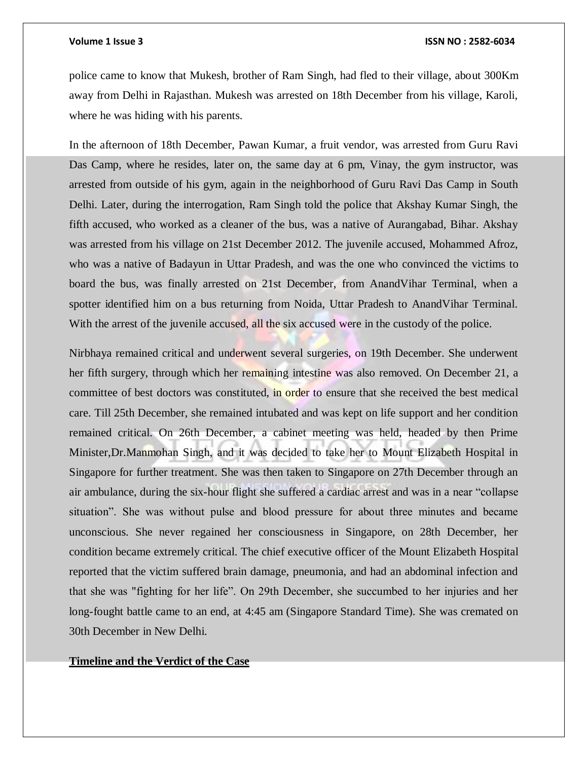police came to know that Mukesh, brother of Ram Singh, had fled to their village, about 300Km away from Delhi in Rajasthan. Mukesh was arrested on 18th December from his village, Karoli, where he was hiding with his parents.

In the afternoon of 18th December, Pawan Kumar, a fruit vendor, was arrested from Guru Ravi Das Camp, where he resides, later on, the same day at 6 pm, Vinay, the gym instructor, was arrested from outside of his gym, again in the neighborhood of Guru Ravi Das Camp in South Delhi. Later, during the interrogation, Ram Singh told the police that Akshay Kumar Singh, the fifth accused, who worked as a cleaner of the bus, was a native of Aurangabad, Bihar. Akshay was arrested from his village on 21st December 2012. The juvenile accused, Mohammed Afroz, who was a native of Badayun in Uttar Pradesh, and was the one who convinced the victims to board the bus, was finally arrested on 21st December, from AnandVihar Terminal, when a spotter identified him on a bus returning from Noida, Uttar Pradesh to AnandVihar Terminal. With the arrest of the juvenile accused, all the six accused were in the custody of the police.

Nirbhaya remained critical and underwent several surgeries, on 19th December. She underwent her fifth surgery, through which her remaining intestine was also removed. On December 21, a committee of best doctors was constituted, in order to ensure that she received the best medical care. Till 25th December, she remained intubated and was kept on life support and her condition remained critical. On 26th December, a cabinet meeting was held, headed by then Prime Minister,Dr.Manmohan Singh, and it was decided to take her to Mount Elizabeth Hospital in Singapore for further treatment. She was then taken to Singapore on 27th December through an air ambulance, during the six-hour flight she suffered a cardiac arrest and was in a near "collapse situation". She was without pulse and blood pressure for about three minutes and became unconscious. She never regained her consciousness in Singapore, on 28th December, her condition became extremely critical. The chief executive officer of the Mount Elizabeth Hospital reported that the victim suffered brain damage, pneumonia, and had an abdominal infection and that she was "fighting for her life". On 29th December, she succumbed to her injuries and her long-fought battle came to an end, at 4:45 am (Singapore Standard Time). She was cremated on 30th December in New Delhi.

**Timeline and the Verdict of the Case**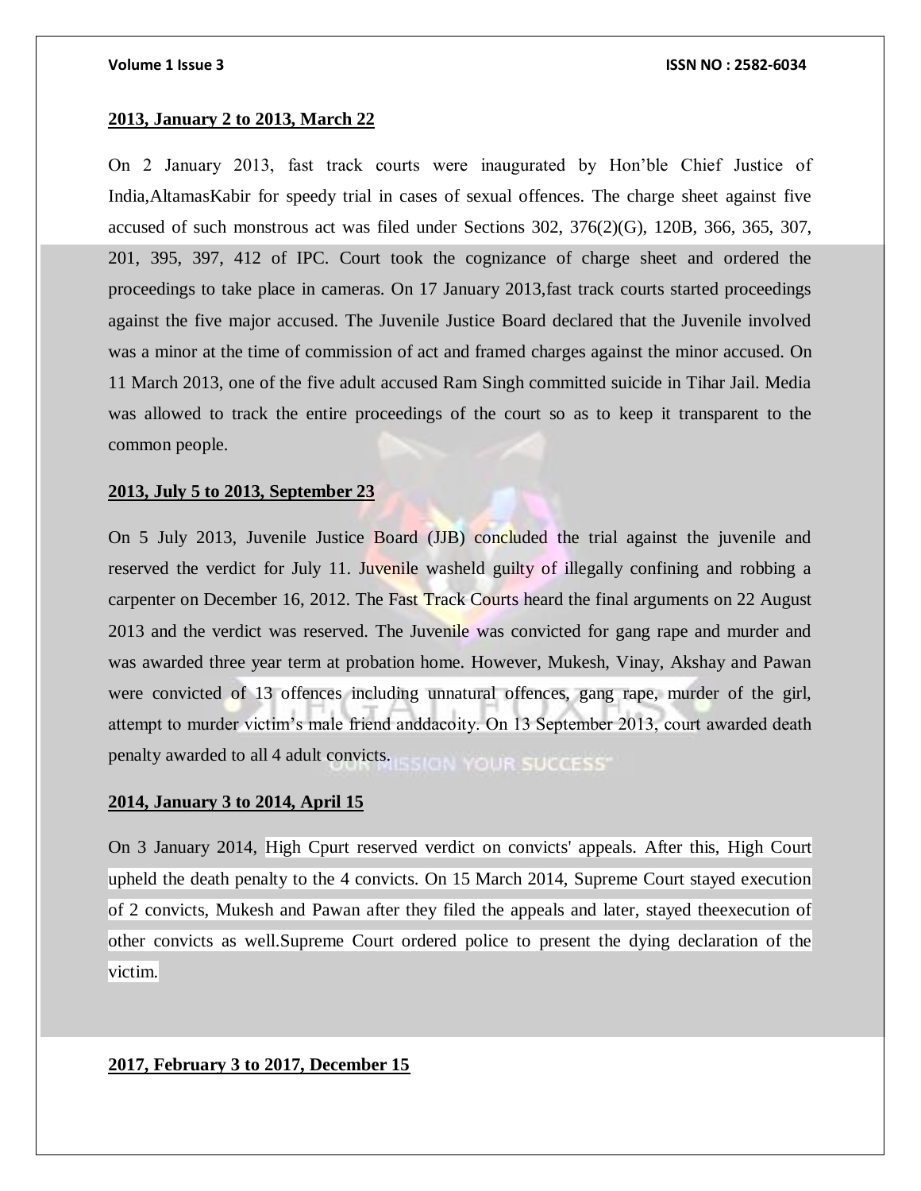**2013, January 2 to 2013, March 22**

On 2 January 2013, fast track courts were inaugurated by Hon'ble Chief Justice of India,AltamasKabir for speedy trial in cases of sexual offences. The charge sheet against five accused of such monstrous act was filed under Sections 302, 376(2)(G), 120B, 366, 365, 307, 201, 395, 397, 412 of IPC. Court took the cognizance of charge sheet and ordered the proceedings to take place in cameras. On 17 January 2013,fast track courts started proceedings against the five major accused. The Juvenile Justice Board declared that the Juvenile involved was a minor at the time of commission of act and framed charges against the minor accused. On 11 March 2013, one of the five adult accused Ram Singh committed suicide in Tihar Jail. Media was allowed to track the entire proceedings of the court so as to keep it transparent to the common people.

**2013, July 5 to 2013, September 23**

On 5 July 2013, Juvenile Justice Board (JJB) concluded the trial against the juvenile and reserved the verdict for July 11. Juvenile washeld guilty of illegally confining and robbing a carpenter on December 16, 2012. The Fast Track Courts heard the final arguments on 22 August 2013 and the verdict was reserved. The Juvenile was convicted for gang rape and murder and was awarded three year term at probation home. However, Mukesh, Vinay, Akshay and Pawan were convicted of 13 offences including unnatural offences, gang rape, murder of the girl, attempt to murder victim's male friend anddacoity. On 13 September 2013, court awarded death penalty awarded to all 4 adult convicts.

**2014, January 3 to 2014, April 15**

On 3 January 2014, High Cpurt reserved verdict on convicts' appeals. After this, High Court upheld the death penalty to the 4 convicts. On 15 March 2014, Supreme Court stayed execution of 2 convicts, Mukesh and Pawan after they filed the appeals and later, stayed theexecution of other convicts as well.Supreme Court ordered police to present the dying declaration of the victim.

**2017, February 3 to 2017, December 15**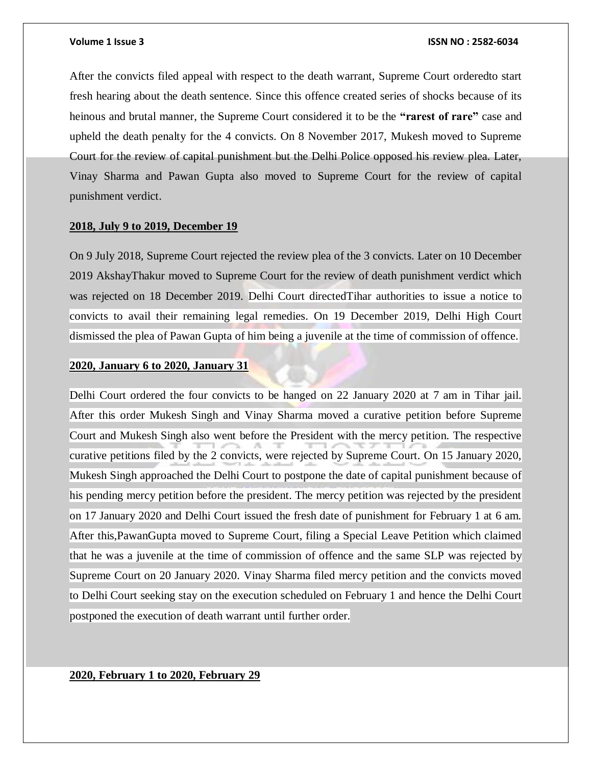After the convicts filed appeal with respect to the death warrant, Supreme Court orderedto start fresh hearing about the death sentence. Since this offence created series of shocks because of its heinous and brutal manner, the Supreme Court considered it to be the **"rarest of rare"** case and upheld the death penalty for the 4 convicts. On 8 November 2017, Mukesh moved to Supreme Court for the review of capital punishment but the Delhi Police opposed his review plea. Later, Vinay Sharma and Pawan Gupta also moved to Supreme Court for the review of capital punishment verdict.

**2018, July 9 to 2019, December 19**

On 9 July 2018, Supreme Court rejected the review plea of the 3 convicts. Later on 10 December 2019 AkshayThakur moved to Supreme Court for the review of death punishment verdict which was rejected on 18 December 2019. Delhi Court directedTihar authorities to issue a notice to convicts to avail their remaining legal remedies. On 19 December 2019, Delhi High Court dismissed the plea of Pawan Gupta of him being a juvenile at the time of commission of offence.

**2020, January 6 to 2020, January 31**

Delhi Court ordered the four convicts to be hanged on 22 January 2020 at 7 am in Tihar jail. After this order Mukesh Singh and Vinay Sharma moved a curative petition before Supreme Court and Mukesh Singh also went before the President with the mercy petition. The respective curative petitions filed by the 2 convicts, were rejected by Supreme Court. On 15 January 2020, Mukesh Singh approached the Delhi Court to postpone the date of capital punishment because of his pending mercy petition before the president. The mercy petition was rejected by the president on 17 January 2020 and Delhi Court issued the fresh date of punishment for February 1 at 6 am. After this,PawanGupta moved to Supreme Court, filing a Special Leave Petition which claimed that he was a juvenile at the time of commission of offence and the same SLP was rejected by Supreme Court on 20 January 2020. Vinay Sharma filed mercy petition and the convicts moved to Delhi Court seeking stay on the execution scheduled on February 1 and hence the Delhi Court postponed the execution of death warrant until further order.

**2020, February 1 to 2020, February 29**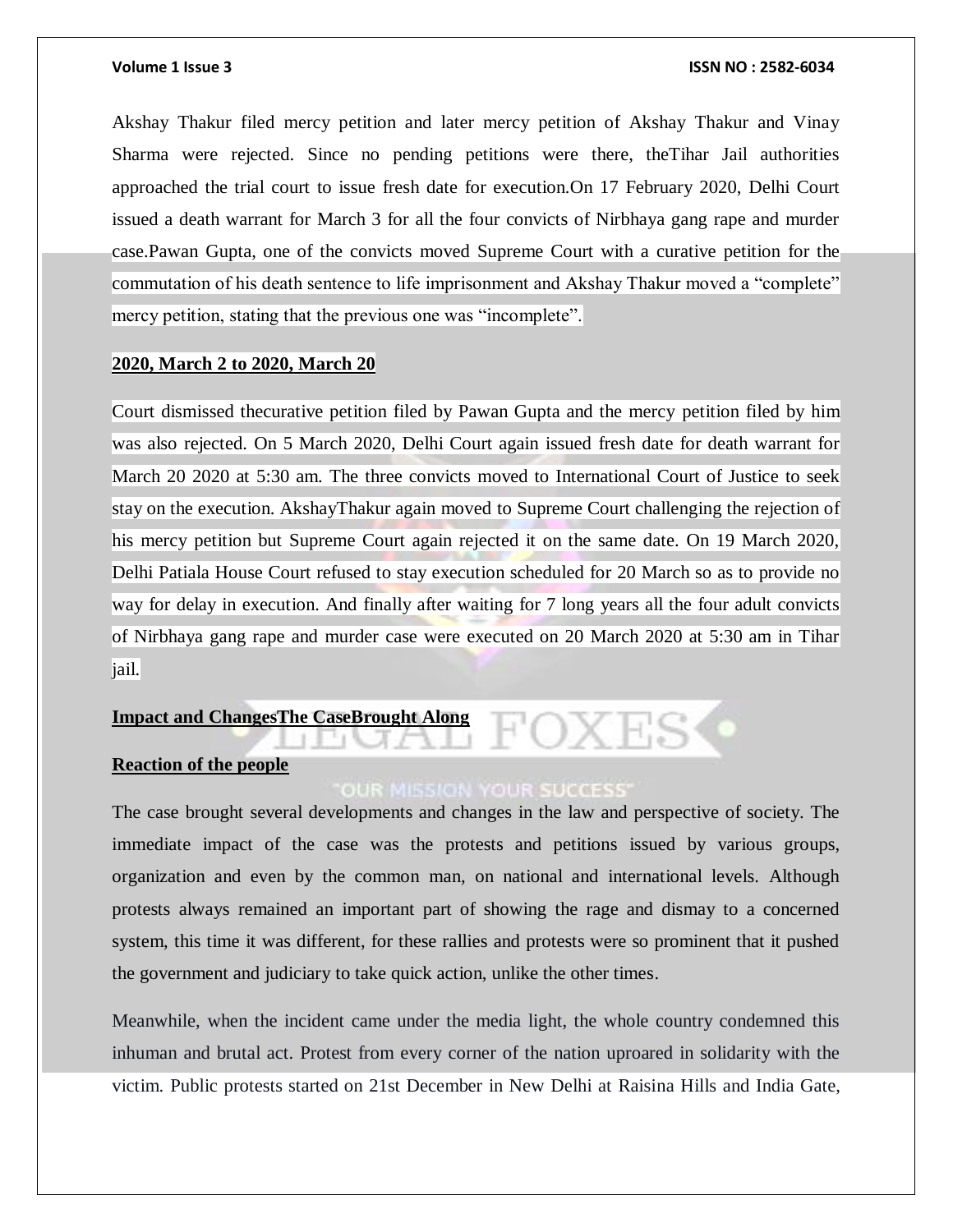Akshay Thakur filed mercy petition and later mercy petition of Akshay Thakur and Vinay Sharma were rejected. Since no pending petitions were there, theTihar Jail authorities approached the trial court to issue fresh date for execution.On 17 February 2020, Delhi Court issued a death warrant for March 3 for all the four convicts of Nirbhaya gang rape and murder case.Pawan Gupta, one of the convicts moved Supreme Court with a curative petition for the commutation of his death sentence to life imprisonment and Akshay Thakur moved a "complete" mercy petition, stating that the previous one was "incomplete".

**2020, March 2 to 2020, March 20**

Court dismissed thecurative petition filed by Pawan Gupta and the mercy petition filed by him was also rejected. On 5 March 2020, Delhi Court again issued fresh date for death warrant for March 20 2020 at 5:30 am. The three convicts moved to International Court of Justice to seek stay on the execution. AkshayThakur again moved to Supreme Court challenging the rejection of his mercy petition but Supreme Court again rejected it on the same date. On 19 March 2020, Delhi Patiala House Court refused to stay execution scheduled for 20 March so as to provide no way for delay in execution. And finally after waiting for 7 long years all the four adult convicts of Nirbhaya gang rape and murder case were executed on 20 March 2020 at 5:30 am in Tihar jail.

**Impact and ChangesThe CaseBrought Along**

**Reaction of the people**

The case brought several developments and changes in the law and perspective of society. The immediate impact of the case was the protests and petitions issued by various groups, organization and even by the common man, on national and international levels. Although protests always remained an important part of showing the rage and dismay to a concerned system, this time it was different, for these rallies and protests were so prominent that it pushed the government and judiciary to take quick action, unlike the other times.

Meanwhile, when the incident came under the media light, the whole country condemned this inhuman and brutal act. Protest from every corner of the nation uproared in solidarity with the victim. Public protests started on 21st December in New Delhi at Raisina Hills and India Gate,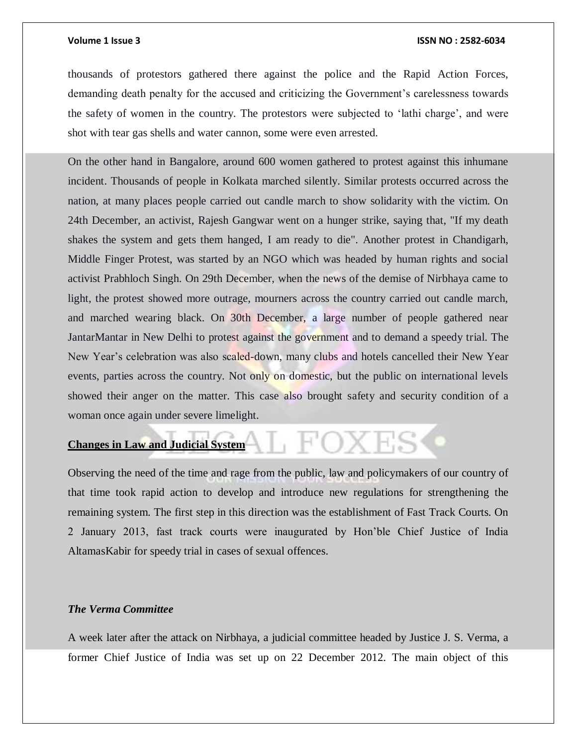thousands of protestors gathered there against the police and the Rapid Action Forces, demanding death penalty for the accused and criticizing the Government's carelessness towards the safety of women in the country. The protestors were subjected to 'lathi charge', and were shot with tear gas shells and water cannon, some were even arrested.

On the other hand in Bangalore, around 600 women gathered to protest against this inhumane incident. Thousands of people in Kolkata marched silently. Similar protests occurred across the nation, at many places people carried out candle march to show solidarity with the victim. On 24th December, an activist, Rajesh Gangwar went on a hunger strike, saying that, "If my death shakes the system and gets them hanged, I am ready to die". Another protest in Chandigarh, Middle Finger Protest, was started by an NGO which was headed by human rights and social activist Prabhloch Singh. On 29th December, when the news of the demise of Nirbhaya came to light, the protest showed more outrage, mourners across the country carried out candle march, and marched wearing black. On 30th December, a large number of people gathered near JantarMantar in New Delhi to protest against the government and to demand a speedy trial. The New Year's celebration was also scaled-down, many clubs and hotels cancelled their New Year events, parties across the country. Not only on domestic, but the public on international levels showed their anger on the matter. This case also brought safety and security condition of a woman once again under severe limelight.

## Changes in Law and Judicial System

Observing the need of the time and rage from the public, law and policymakers of our country of that time took rapid action to develop and introduce new regulations for strengthening the remaining system. The first step in this direction was the establishment of Fast Track Courts. On 2 January 2013, fast track courts were inaugurated by Hon'ble Chief Justice of India AltamasKabir for speedy trial in cases of sexual offences.

### *The Verma Committee*

A week later after the attack on Nirbhaya, a judicial committee headed by Justice J. S. Verma, a former Chief Justice of India was set up on 22 December 2012. The main object of this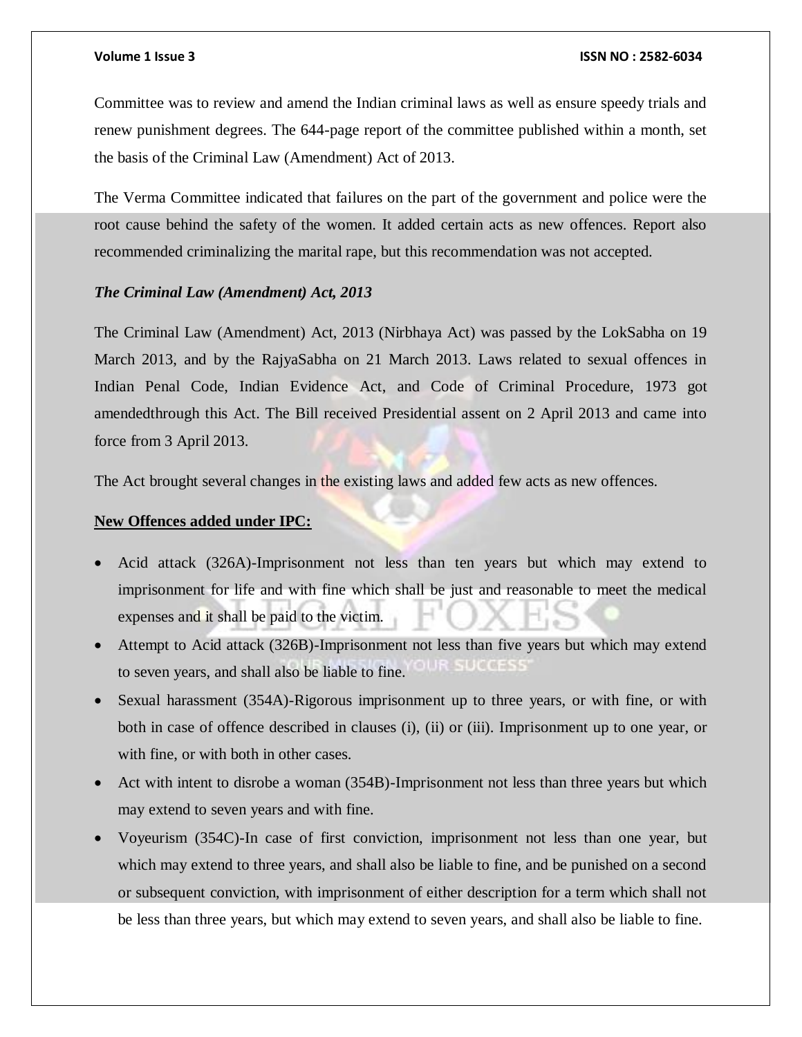Committee was to review and amend the Indian criminal laws as well as ensure speedy trials and renew punishment degrees. The 644-page report of the committee published within a month, set the basis of the Criminal Law (Amendment) Act of 2013.

The Verma Committee indicated that failures on the part of the government and police were the root cause behind the safety of the women. It added certain acts as new offences. Report also recommended criminalizing the marital rape, but this recommendation was not accepted.

***The Criminal Law (Amendment) Act, 2013***

The Criminal Law (Amendment) Act, 2013 (Nirbhaya Act) was passed by the LokSabha on 19 March 2013, and by the RajyaSabha on 21 March 2013. Laws related to sexual offences in Indian Penal Code, Indian Evidence Act, and Code of Criminal Procedure, 1973 got amendedthrough this Act. The Bill received Presidential assent on 2 April 2013 and came into force from 3 April 2013.

The Act brought several changes in the existing laws and added few acts as new offences.

**New Offences added under IPC:**

- Acid attack (326A)-Imprisonment not less than ten years but which may extend to imprisonment for life and with fine which shall be just and reasonable to meet the medical expenses and it shall be paid to the victim.
- Attempt to Acid attack (326B)-Imprisonment not less than five years but which may extend to seven years, and shall also be liable to fine.
- Sexual harassment (354A)-Rigorous imprisonment up to three years, or with fine, or with both in case of offence described in clauses (i), (ii) or (iii). Imprisonment up to one year, or with fine, or with both in other cases.
- Act with intent to disrobe a woman (354B)-Imprisonment not less than three years but which may extend to seven years and with fine.
- Voyeurism (354C)-In case of first conviction, imprisonment not less than one year, but which may extend to three years, and shall also be liable to fine, and be punished on a second or subsequent conviction, with imprisonment of either description for a term which shall not be less than three years, but which may extend to seven years, and shall also be liable to fine.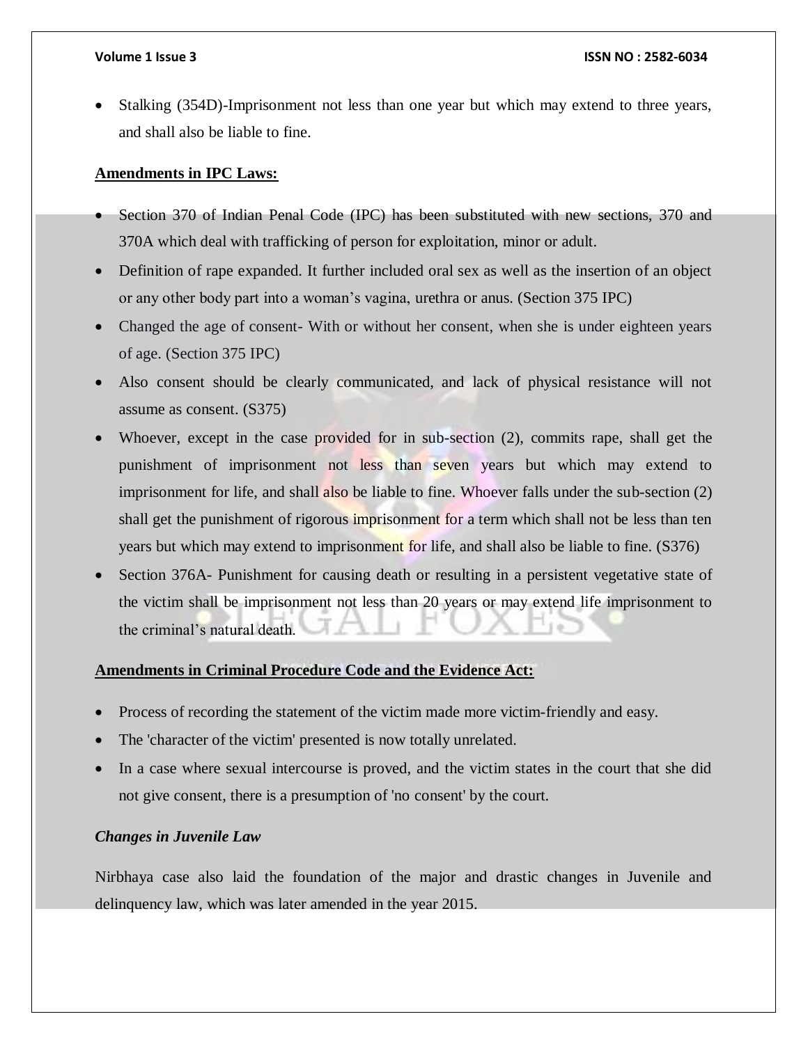- Stalking (354D)-Imprisonment not less than one year but which may extend to three years, and shall also be liable to fine.

**Amendments in IPC Laws:**

- Section 370 of Indian Penal Code (IPC) has been substituted with new sections, 370 and 370A which deal with trafficking of person for exploitation, minor or adult.
- Definition of rape expanded. It further included oral sex as well as the insertion of an object or any other body part into a woman's vagina, urethra or anus. (Section 375 IPC)
- Changed the age of consent- With or without her consent, when she is under eighteen years of age. (Section 375 IPC)
- Also consent should be clearly communicated, and lack of physical resistance will not assume as consent. (S375)
- Whoever, except in the case provided for in sub-section (2), commits rape, shall get the punishment of imprisonment not less than seven years but which may extend to imprisonment for life, and shall also be liable to fine. Whoever falls under the sub-section (2) shall get the punishment of rigorous imprisonment for a term which shall not be less than ten years but which may extend to imprisonment for life, and shall also be liable to fine. (S376)
- Section 376A- Punishment for causing death or resulting in a persistent vegetative state of the victim shall be imprisonment not less than 20 years or may extend life imprisonment to the criminal's natural death.

**Amendments in Criminal Procedure Code and the Evidence Act:**

- Process of recording the statement of the victim made more victim-friendly and easy.
- The 'character of the victim' presented is now totally unrelated.
- In a case where sexual intercourse is proved, and the victim states in the court that she did not give consent, there is a presumption of 'no consent' by the court.

***Changes in Juvenile Law***

Nirbhaya case also laid the foundation of the major and drastic changes in Juvenile and delinquency law, which was later amended in the year 2015.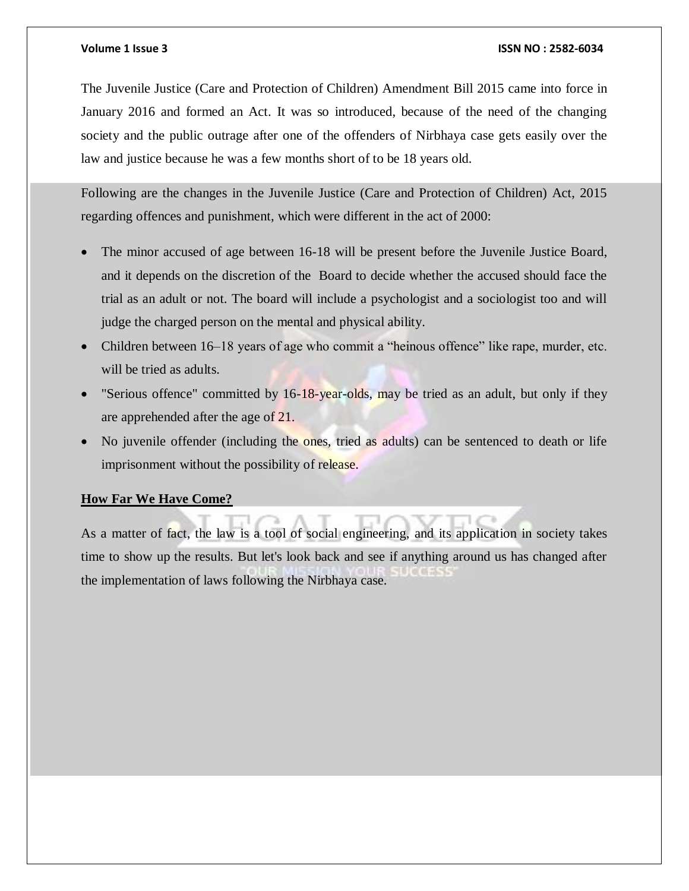The Juvenile Justice (Care and Protection of Children) Amendment Bill 2015 came into force in January 2016 and formed an Act. It was so introduced, because of the need of the changing society and the public outrage after one of the offenders of Nirbhaya case gets easily over the law and justice because he was a few months short of to be 18 years old.

Following are the changes in the Juvenile Justice (Care and Protection of Children) Act, 2015 regarding offences and punishment, which were different in the act of 2000:

- The minor accused of age between 16-18 will be present before the Juvenile Justice Board, and it depends on the discretion of the Board to decide whether the accused should face the trial as an adult or not. The board will include a psychologist and a sociologist too and will judge the charged person on the mental and physical ability.
- Children between 16–18 years of age who commit a "heinous offence" like rape, murder, etc. will be tried as adults.
- "Serious offence" committed by 16-18-year-olds, may be tried as an adult, but only if they are apprehended after the age of 21.
- No juvenile offender (including the ones, tried as adults) can be sentenced to death or life imprisonment without the possibility of release.

**How Far We Have Come?**

As a matter of fact, the law is a tool of social engineering, and its application in society takes time to show up the results. But let's look back and see if anything around us has changed after the implementation of laws following the Nirbhaya case.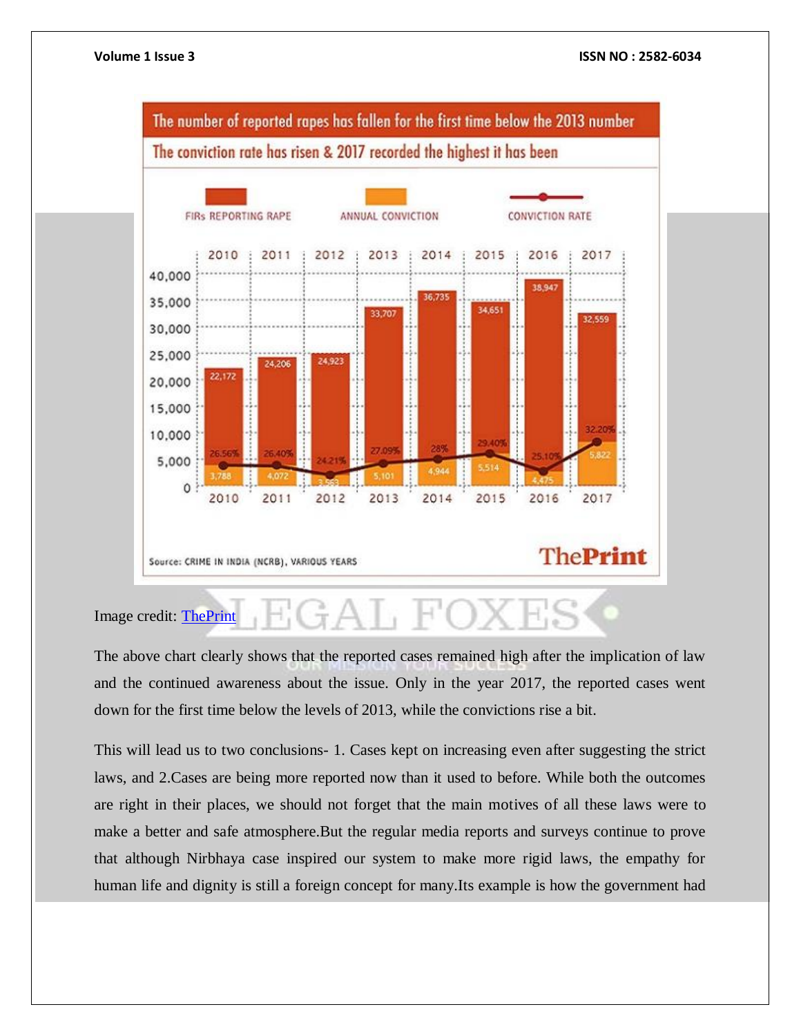**The number of reported rapes has fallen for the first time below the 2013 number**

**The conviction rate has risen & 2017 recorded the highest it has been**

| Year | FIRs Reporting Rape | Annual Conviction | Conviction Rate |
|---|---|---|---|
| 2010 | 22,172 | 3,788 | 26.56% |
| 2011 | 24,206 | 4,072 | 26.40% |
| 2012 | 24,923 | 3,563 | 24.21% |
| 2013 | 33,707 | 5,101 | 27.09% |
| 2014 | 36,735 | 4,944 | 28% |
| 2015 | 34,651 | 5,514 | 29.40% |
| 2016 | 38,947 | 4,475 | 25.10% |
| 2017 | 32,559 | 5,822 | 32.20% |

Source: CRIME IN INDIA (NCRB), VARIOUS YEARS

ThePrint

Image credit: [ThePrint]

The above chart clearly shows that the reported cases remained high after the implication of law and the continued awareness about the issue. Only in the year 2017, the reported cases went down for the first time below the levels of 2013, while the convictions rise a bit.

This will lead us to two conclusions- 1. Cases kept on increasing even after suggesting the strict laws, and 2.Cases are being more reported now than it used to before. While both the outcomes are right in their places, we should not forget that the main motives of all these laws were to make a better and safe atmosphere.But the regular media reports and surveys continue to prove that although Nirbhaya case inspired our system to make more rigid laws, the empathy for human life and dignity is still a foreign concept for many.Its example is how the government had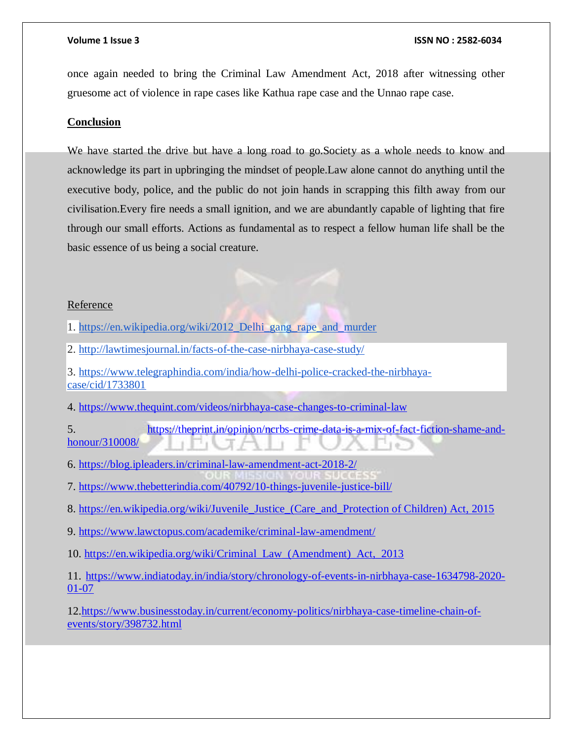once again needed to bring the Criminal Law Amendment Act, 2018 after witnessing other gruesome act of violence in rape cases like Kathua rape case and the Unnao rape case.

## Conclusion

We have started the drive but have a long road to go.Society as a whole needs to know and acknowledge its part in upbringing the mindset of people.Law alone cannot do anything until the executive body, police, and the public do not join hands in scrapping this filth away from our civilisation.Every fire needs a small ignition, and we are abundantly capable of lighting that fire through our small efforts. Actions as fundamental as to respect a fellow human life shall be the basic essence of us being a social creature.

## Reference

1. https://en.wikipedia.org/wiki/2012_Delhi_gang_rape_and_murder
2. http://lawtimesjournal.in/facts-of-the-case-nirbhaya-case-study/
3. https://www.telegraphindia.com/india/how-delhi-police-cracked-the-nirbhaya-case/cid/1733801
4. https://www.thequint.com/videos/nirbhaya-case-changes-to-criminal-law
5. https://theprint.in/opinion/ncrbs-crime-data-is-a-mix-of-fact-fiction-shame-and-honour/310008/
6. https://blog.ipleaders.in/criminal-law-amendment-act-2018-2/
7. https://www.thebetterindia.com/40792/10-things-juvenile-justice-bill/
8. https://en.wikipedia.org/wiki/Juvenile_Justice_(Care_and_Protection of Children) Act, 2015
9. https://www.lawctopus.com/academike/criminal-law-amendment/
10. https://en.wikipedia.org/wiki/Criminal_Law_(Amendment)_Act,_2013
11. https://www.indiatoday.in/india/story/chronology-of-events-in-nirbhaya-case-1634798-2020-01-07
12. https://www.businesstoday.in/current/economy-politics/nirbhaya-case-timeline-chain-of-events/story/398732.html